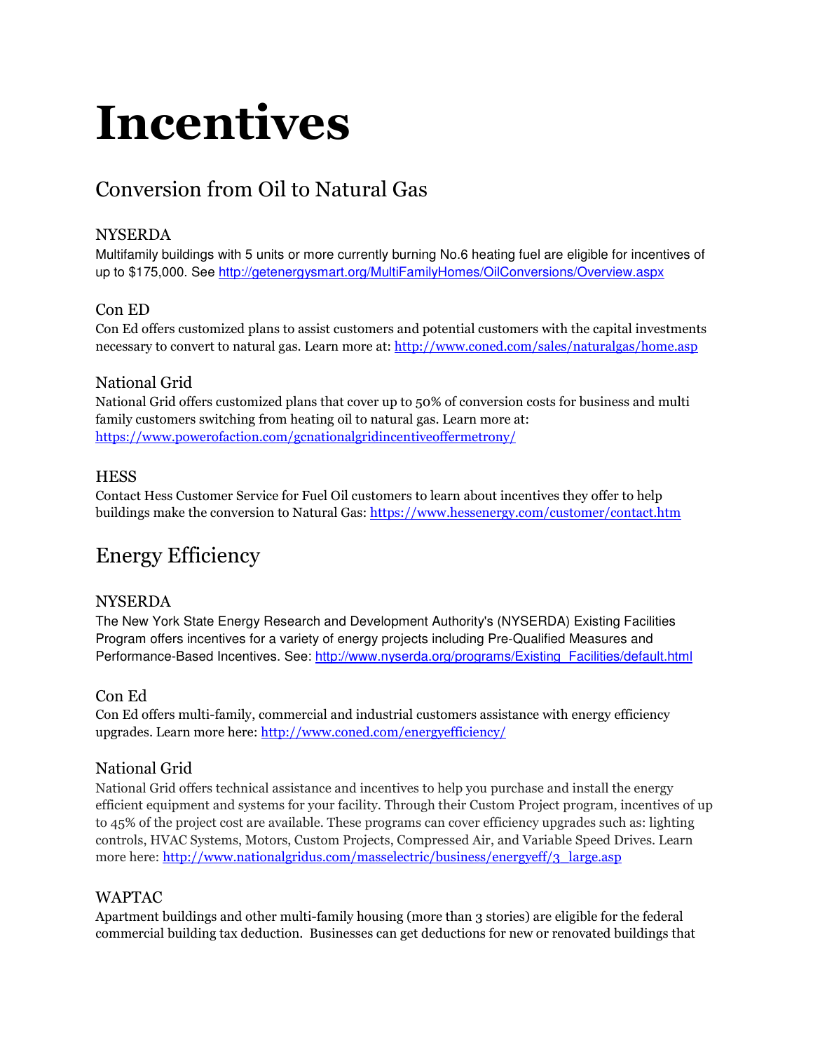# Incentives

## Conversion from Oil to Natural Gas

### NYSERDA

Multifamily buildings with 5 units or more currently burning No.6 heating fuel are eligible for incentives of up to $175,000. See http://getenergysmart.org/MultiFamilyHomes/OilConversions/Overview.aspx

### Con ED

Con Ed offers customized plans to assist customers and potential customers with the capital investments necessary to convert to natural gas. Learn more at: http://www.coned.com/sales/naturalgas/home.asp

### National Grid

National Grid offers customized plans that cover up to 50% of conversion costs for business and multi family customers switching from heating oil to natural gas. Learn more at: https://www.powerofaction.com/gcnationalgridincentiveoffermetrony/

### HESS

Contact Hess Customer Service for Fuel Oil customers to learn about incentives they offer to help buildings make the conversion to Natural Gas: https://www.hessenergy.com/customer/contact.htm

## Energy Efficiency

### NYSERDA

The New York State Energy Research and Development Authority's (NYSERDA) Existing Facilities Program offers incentives for a variety of energy projects including Pre-Qualified Measures and Performance-Based Incentives. See: http://www.nyserda.org/programs/Existing_Facilities/default.html

### Con Ed

Con Ed offers multi-family, commercial and industrial customers assistance with energy efficiency upgrades. Learn more here: http://www.coned.com/energyefficiency/

### National Grid

National Grid offers technical assistance and incentives to help you purchase and install the energy efficient equipment and systems for your facility. Through their Custom Project program, incentives of up to 45% of the project cost are available. These programs can cover efficiency upgrades such as: lighting controls, HVAC Systems, Motors, Custom Projects, Compressed Air, and Variable Speed Drives. Learn more here: http://www.nationalgridus.com/masselectric/business/energyeff/3_large.asp

### WAPTAC

Apartment buildings and other multi-family housing (more than 3 stories) are eligible for the federal commercial building tax deduction. Businesses can get deductions for new or renovated buildings that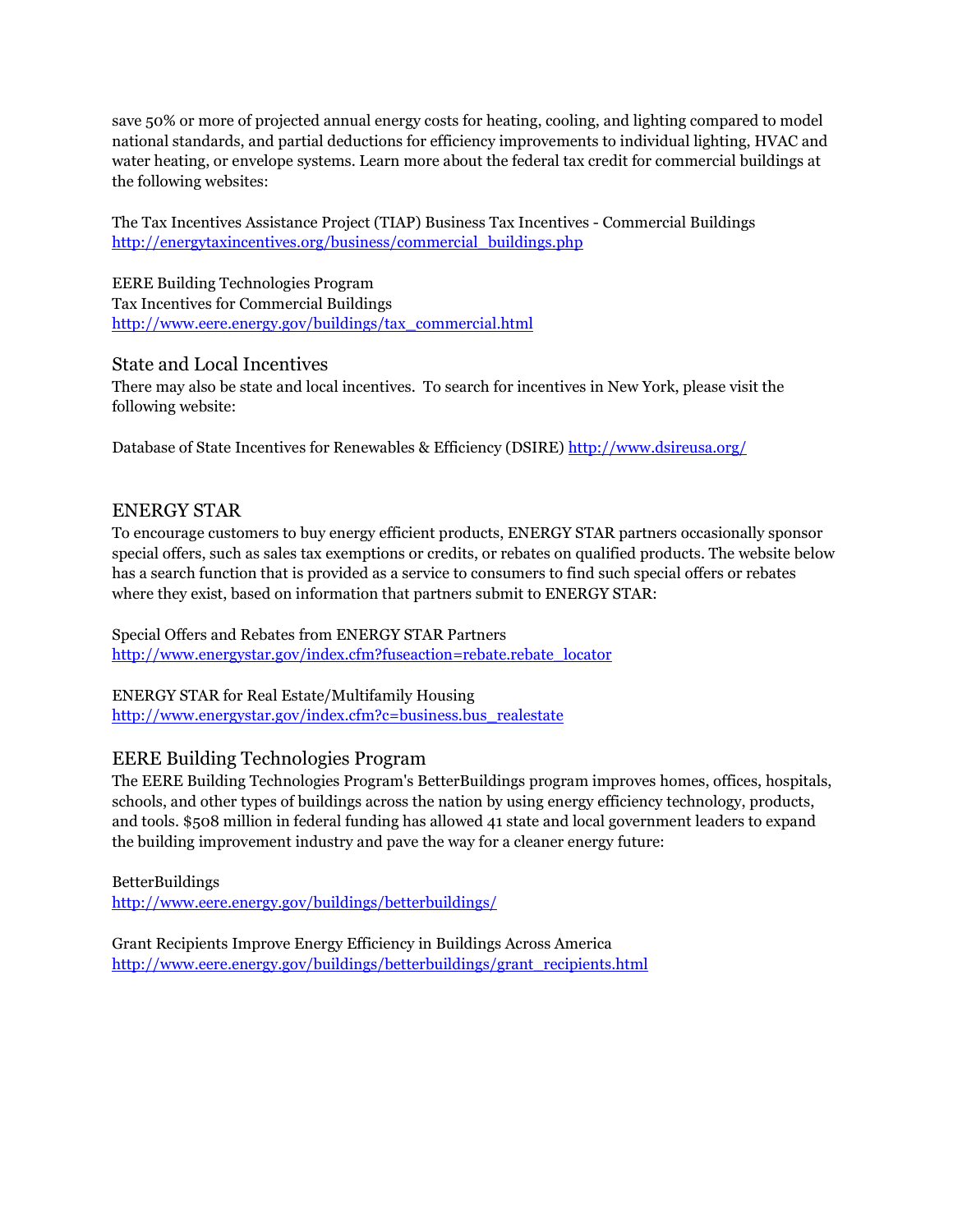save 50% or more of projected annual energy costs for heating, cooling, and lighting compared to model national standards, and partial deductions for efficiency improvements to individual lighting, HVAC and water heating, or envelope systems. Learn more about the federal tax credit for commercial buildings at the following websites:

The Tax Incentives Assistance Project (TIAP) Business Tax Incentives - Commercial Buildings
http://energytaxincentives.org/business/commercial_buildings.php

EERE Building Technologies Program
Tax Incentives for Commercial Buildings
http://www.eere.energy.gov/buildings/tax_commercial.html

## State and Local Incentives

There may also be state and local incentives. To search for incentives in New York, please visit the following website:

Database of State Incentives for Renewables & Efficiency (DSIRE) http://www.dsireusa.org/

## ENERGY STAR

To encourage customers to buy energy efficient products, ENERGY STAR partners occasionally sponsor special offers, such as sales tax exemptions or credits, or rebates on qualified products. The website below has a search function that is provided as a service to consumers to find such special offers or rebates where they exist, based on information that partners submit to ENERGY STAR:

Special Offers and Rebates from ENERGY STAR Partners
http://www.energystar.gov/index.cfm?fuseaction=rebate.rebate_locator

ENERGY STAR for Real Estate/Multifamily Housing
http://www.energystar.gov/index.cfm?c=business.bus_realestate

## EERE Building Technologies Program

The EERE Building Technologies Program's BetterBuildings program improves homes, offices, hospitals, schools, and other types of buildings across the nation by using energy efficiency technology, products, and tools. $508 million in federal funding has allowed 41 state and local government leaders to expand the building improvement industry and pave the way for a cleaner energy future:

BetterBuildings
http://www.eere.energy.gov/buildings/betterbuildings/

Grant Recipients Improve Energy Efficiency in Buildings Across America
http://www.eere.energy.gov/buildings/betterbuildings/grant_recipients.html